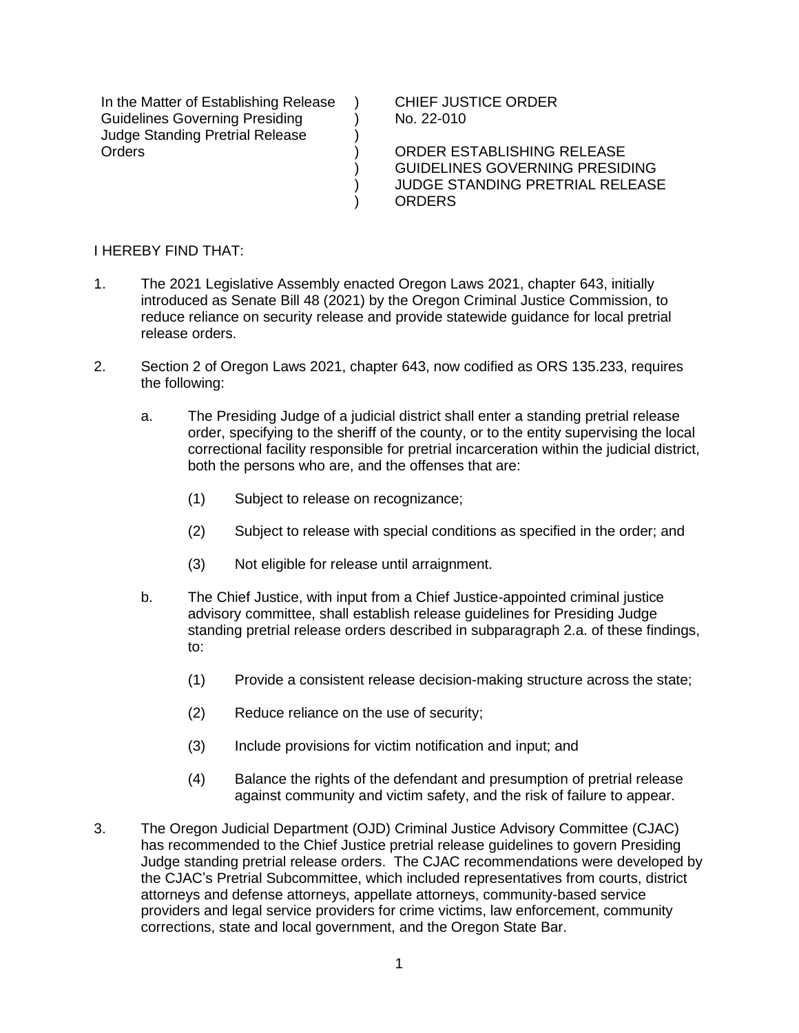| In the Matter of Establishing Release Guidelines Governing Presiding Judge Standing Pretrial Release Orders | ) ) ) ) ) ) ) | CHIEF JUSTICE ORDER No. 22-010 ORDER ESTABLISHING RELEASE GUIDELINES GOVERNING PRESIDING JUDGE STANDING PRETRIAL RELEASE ORDERS |
|---|---|---|

I HEREBY FIND THAT:

1. The 2021 Legislative Assembly enacted Oregon Laws 2021, chapter 643, initially introduced as Senate Bill 48 (2021) by the Oregon Criminal Justice Commission, to reduce reliance on security release and provide statewide guidance for local pretrial release orders.

2. Section 2 of Oregon Laws 2021, chapter 643, now codified as ORS 135.233, requires the following:

   a. The Presiding Judge of a judicial district shall enter a standing pretrial release order, specifying to the sheriff of the county, or to the entity supervising the local correctional facility responsible for pretrial incarceration within the judicial district, both the persons who are, and the offenses that are:

      (1) Subject to release on recognizance;

      (2) Subject to release with special conditions as specified in the order; and

      (3) Not eligible for release until arraignment.

   b. The Chief Justice, with input from a Chief Justice-appointed criminal justice advisory committee, shall establish release guidelines for Presiding Judge standing pretrial release orders described in subparagraph 2.a. of these findings, to:

      (1) Provide a consistent release decision-making structure across the state;

      (2) Reduce reliance on the use of security;

      (3) Include provisions for victim notification and input; and

      (4) Balance the rights of the defendant and presumption of pretrial release against community and victim safety, and the risk of failure to appear.

3. The Oregon Judicial Department (OJD) Criminal Justice Advisory Committee (CJAC) has recommended to the Chief Justice pretrial release guidelines to govern Presiding Judge standing pretrial release orders. The CJAC recommendations were developed by the CJAC's Pretrial Subcommittee, which included representatives from courts, district attorneys and defense attorneys, appellate attorneys, community-based service providers and legal service providers for crime victims, law enforcement, community corrections, state and local government, and the Oregon State Bar.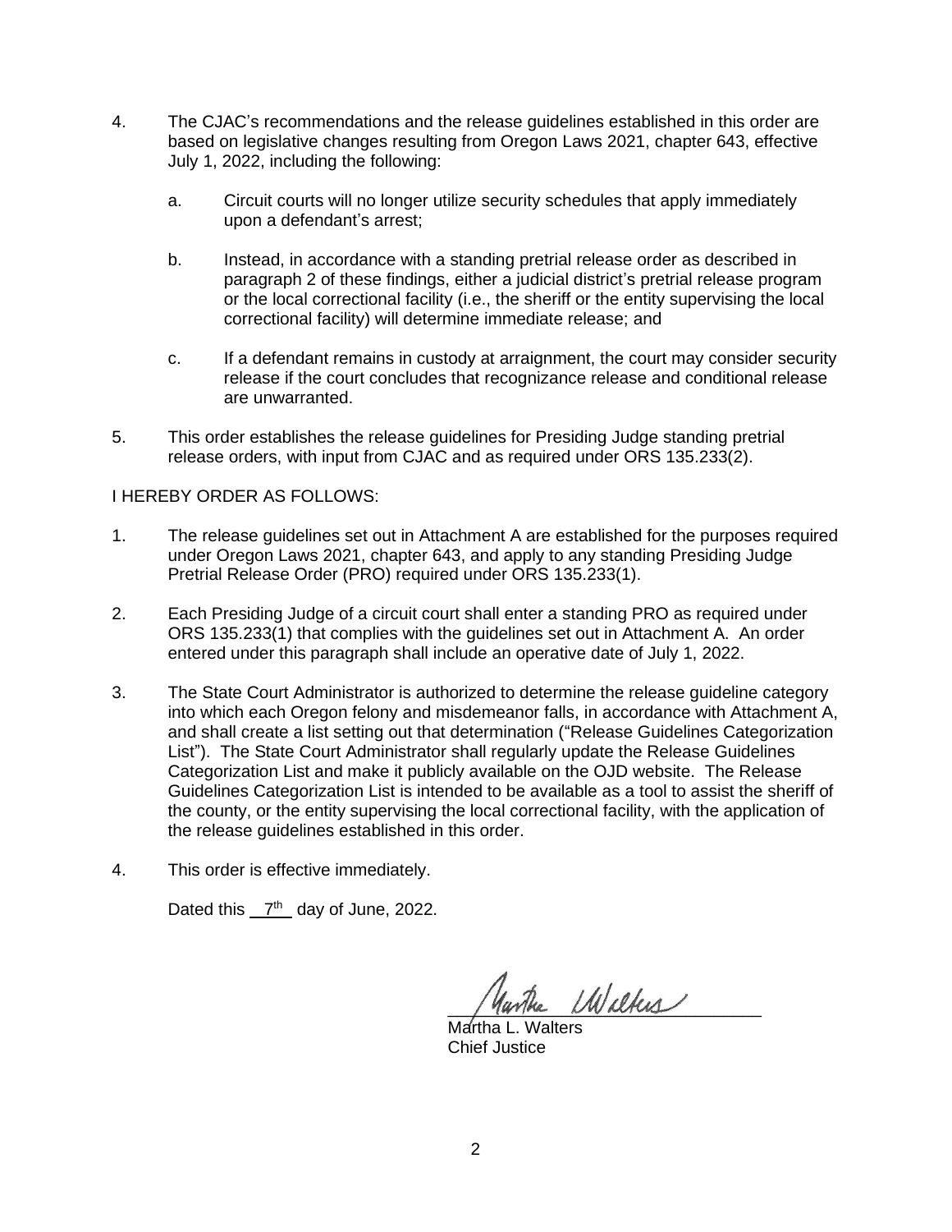4. The CJAC's recommendations and the release guidelines established in this order are based on legislative changes resulting from Oregon Laws 2021, chapter 643, effective July 1, 2022, including the following:

   a. Circuit courts will no longer utilize security schedules that apply immediately upon a defendant's arrest;

   b. Instead, in accordance with a standing pretrial release order as described in paragraph 2 of these findings, either a judicial district's pretrial release program or the local correctional facility (i.e., the sheriff or the entity supervising the local correctional facility) will determine immediate release; and

   c. If a defendant remains in custody at arraignment, the court may consider security release if the court concludes that recognizance release and conditional release are unwarranted.

5. This order establishes the release guidelines for Presiding Judge standing pretrial release orders, with input from CJAC and as required under ORS 135.233(2).

I HEREBY ORDER AS FOLLOWS:

1. The release guidelines set out in Attachment A are established for the purposes required under Oregon Laws 2021, chapter 643, and apply to any standing Presiding Judge Pretrial Release Order (PRO) required under ORS 135.233(1).

2. Each Presiding Judge of a circuit court shall enter a standing PRO as required under ORS 135.233(1) that complies with the guidelines set out in Attachment A. An order entered under this paragraph shall include an operative date of July 1, 2022.

3. The State Court Administrator is authorized to determine the release guideline category into which each Oregon felony and misdemeanor falls, in accordance with Attachment A, and shall create a list setting out that determination ("Release Guidelines Categorization List"). The State Court Administrator shall regularly update the Release Guidelines Categorization List and make it publicly available on the OJD website. The Release Guidelines Categorization List is intended to be available as a tool to assist the sheriff of the county, or the entity supervising the local correctional facility, with the application of the release guidelines established in this order.

4. This order is effective immediately.

Dated this 7th day of June, 2022.

Martha L. Walters
Chief Justice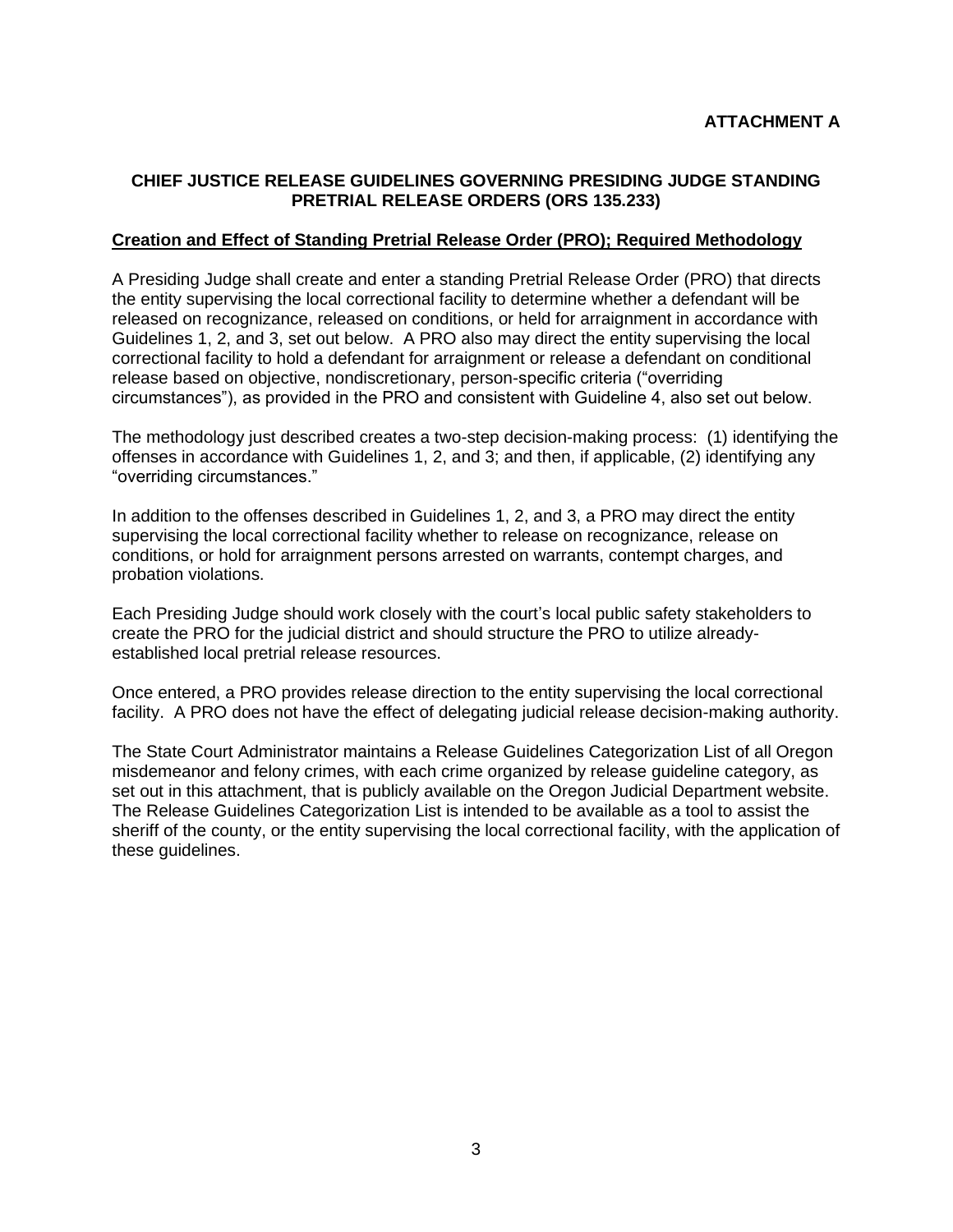**ATTACHMENT A**

## CHIEF JUSTICE RELEASE GUIDELINES GOVERNING PRESIDING JUDGE STANDING PRETRIAL RELEASE ORDERS (ORS 135.233)

**Creation and Effect of Standing Pretrial Release Order (PRO); Required Methodology**

A Presiding Judge shall create and enter a standing Pretrial Release Order (PRO) that directs the entity supervising the local correctional facility to determine whether a defendant will be released on recognizance, released on conditions, or held for arraignment in accordance with Guidelines 1, 2, and 3, set out below. A PRO also may direct the entity supervising the local correctional facility to hold a defendant for arraignment or release a defendant on conditional release based on objective, nondiscretionary, person-specific criteria ("overriding circumstances"), as provided in the PRO and consistent with Guideline 4, also set out below.

The methodology just described creates a two-step decision-making process: (1) identifying the offenses in accordance with Guidelines 1, 2, and 3; and then, if applicable, (2) identifying any "overriding circumstances."

In addition to the offenses described in Guidelines 1, 2, and 3, a PRO may direct the entity supervising the local correctional facility whether to release on recognizance, release on conditions, or hold for arraignment persons arrested on warrants, contempt charges, and probation violations.

Each Presiding Judge should work closely with the court's local public safety stakeholders to create the PRO for the judicial district and should structure the PRO to utilize already-established local pretrial release resources.

Once entered, a PRO provides release direction to the entity supervising the local correctional facility. A PRO does not have the effect of delegating judicial release decision-making authority.

The State Court Administrator maintains a Release Guidelines Categorization List of all Oregon misdemeanor and felony crimes, with each crime organized by release guideline category, as set out in this attachment, that is publicly available on the Oregon Judicial Department website. The Release Guidelines Categorization List is intended to be available as a tool to assist the sheriff of the county, or the entity supervising the local correctional facility, with the application of these guidelines.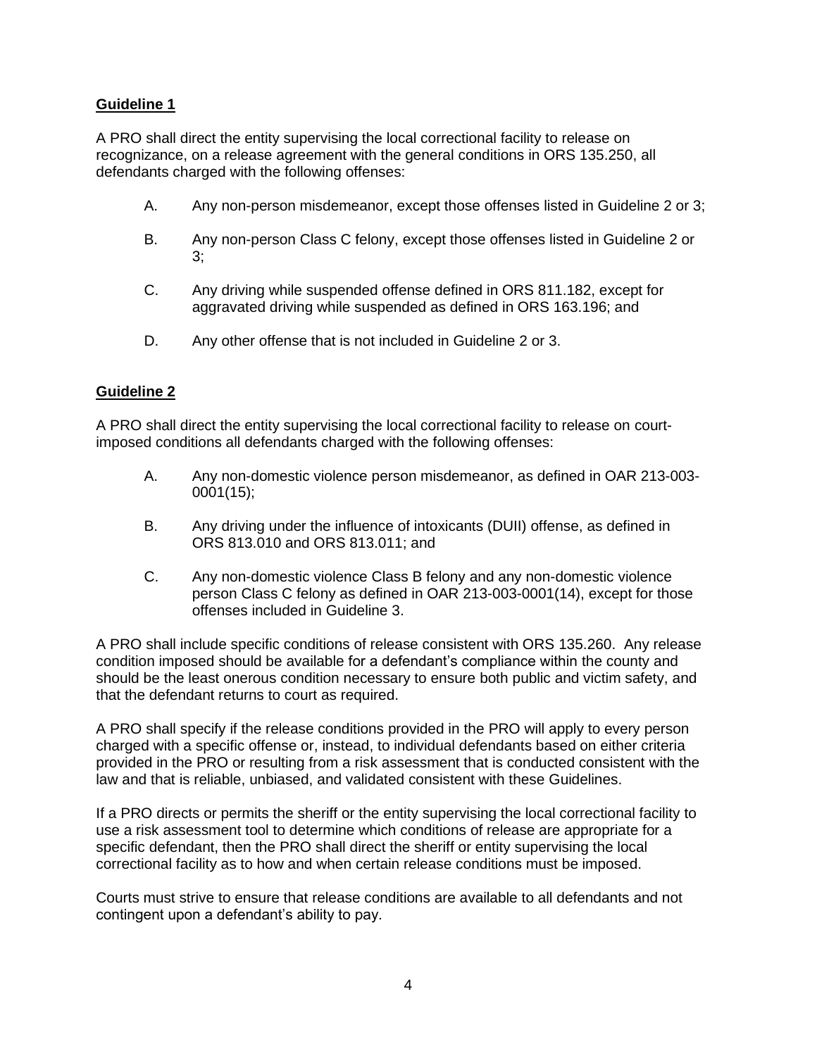**Guideline 1**

A PRO shall direct the entity supervising the local correctional facility to release on recognizance, on a release agreement with the general conditions in ORS 135.250, all defendants charged with the following offenses:

A. Any non-person misdemeanor, except those offenses listed in Guideline 2 or 3;

B. Any non-person Class C felony, except those offenses listed in Guideline 2 or 3;

C. Any driving while suspended offense defined in ORS 811.182, except for aggravated driving while suspended as defined in ORS 163.196; and

D. Any other offense that is not included in Guideline 2 or 3.

**Guideline 2**

A PRO shall direct the entity supervising the local correctional facility to release on court-imposed conditions all defendants charged with the following offenses:

A. Any non-domestic violence person misdemeanor, as defined in OAR 213-003-0001(15);

B. Any driving under the influence of intoxicants (DUII) offense, as defined in ORS 813.010 and ORS 813.011; and

C. Any non-domestic violence Class B felony and any non-domestic violence person Class C felony as defined in OAR 213-003-0001(14), except for those offenses included in Guideline 3.

A PRO shall include specific conditions of release consistent with ORS 135.260. Any release condition imposed should be available for a defendant's compliance within the county and should be the least onerous condition necessary to ensure both public and victim safety, and that the defendant returns to court as required.

A PRO shall specify if the release conditions provided in the PRO will apply to every person charged with a specific offense or, instead, to individual defendants based on either criteria provided in the PRO or resulting from a risk assessment that is conducted consistent with the law and that is reliable, unbiased, and validated consistent with these Guidelines.

If a PRO directs or permits the sheriff or the entity supervising the local correctional facility to use a risk assessment tool to determine which conditions of release are appropriate for a specific defendant, then the PRO shall direct the sheriff or entity supervising the local correctional facility as to how and when certain release conditions must be imposed.

Courts must strive to ensure that release conditions are available to all defendants and not contingent upon a defendant's ability to pay.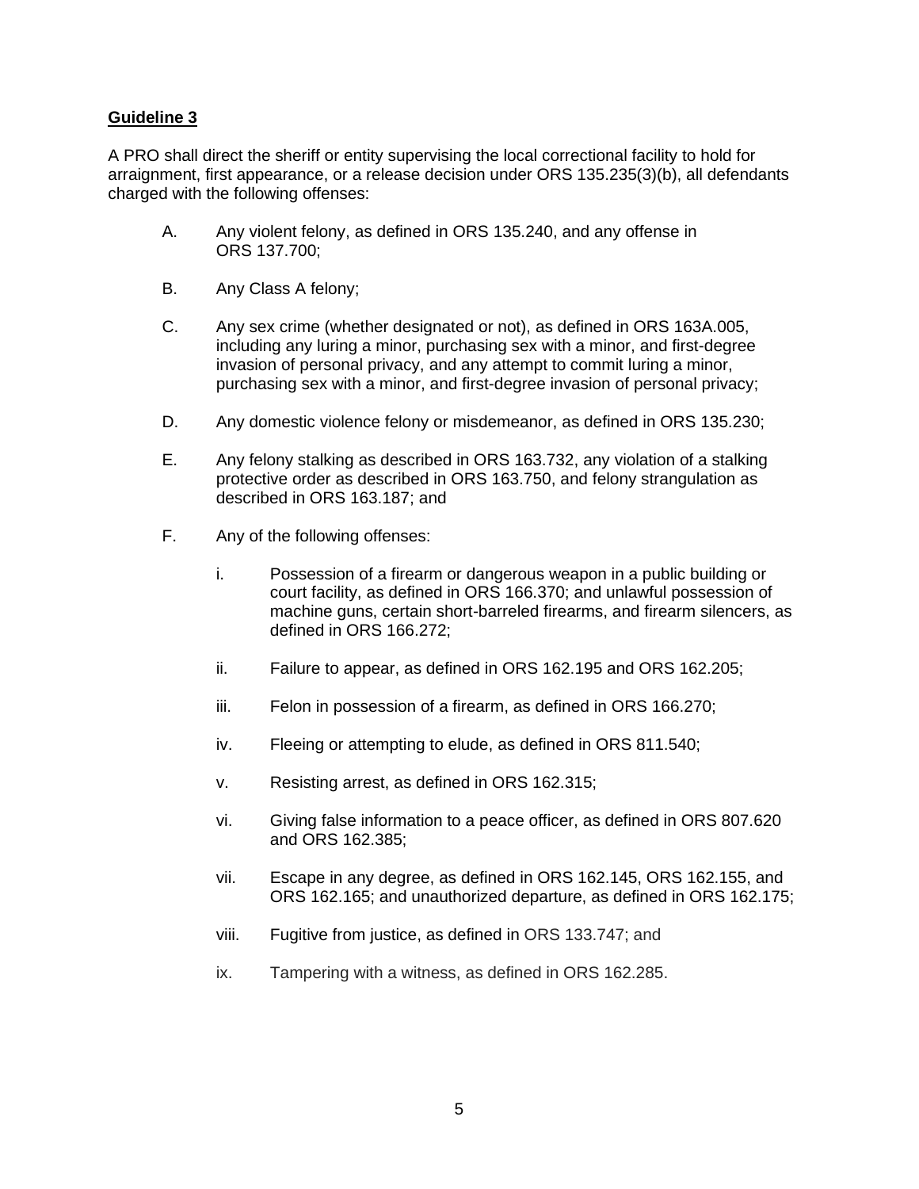**Guideline 3**

A PRO shall direct the sheriff or entity supervising the local correctional facility to hold for arraignment, first appearance, or a release decision under ORS 135.235(3)(b), all defendants charged with the following offenses:

A. Any violent felony, as defined in ORS 135.240, and any offense in ORS 137.700;

B. Any Class A felony;

C. Any sex crime (whether designated or not), as defined in ORS 163A.005, including any luring a minor, purchasing sex with a minor, and first-degree invasion of personal privacy, and any attempt to commit luring a minor, purchasing sex with a minor, and first-degree invasion of personal privacy;

D. Any domestic violence felony or misdemeanor, as defined in ORS 135.230;

E. Any felony stalking as described in ORS 163.732, any violation of a stalking protective order as described in ORS 163.750, and felony strangulation as described in ORS 163.187; and

F. Any of the following offenses:

   i. Possession of a firearm or dangerous weapon in a public building or court facility, as defined in ORS 166.370; and unlawful possession of machine guns, certain short-barreled firearms, and firearm silencers, as defined in ORS 166.272;

   ii. Failure to appear, as defined in ORS 162.195 and ORS 162.205;

   iii. Felon in possession of a firearm, as defined in ORS 166.270;

   iv. Fleeing or attempting to elude, as defined in ORS 811.540;

   v. Resisting arrest, as defined in ORS 162.315;

   vi. Giving false information to a peace officer, as defined in ORS 807.620 and ORS 162.385;

   vii. Escape in any degree, as defined in ORS 162.145, ORS 162.155, and ORS 162.165; and unauthorized departure, as defined in ORS 162.175;

   viii. Fugitive from justice, as defined in ORS 133.747; and

   ix. Tampering with a witness, as defined in ORS 162.285.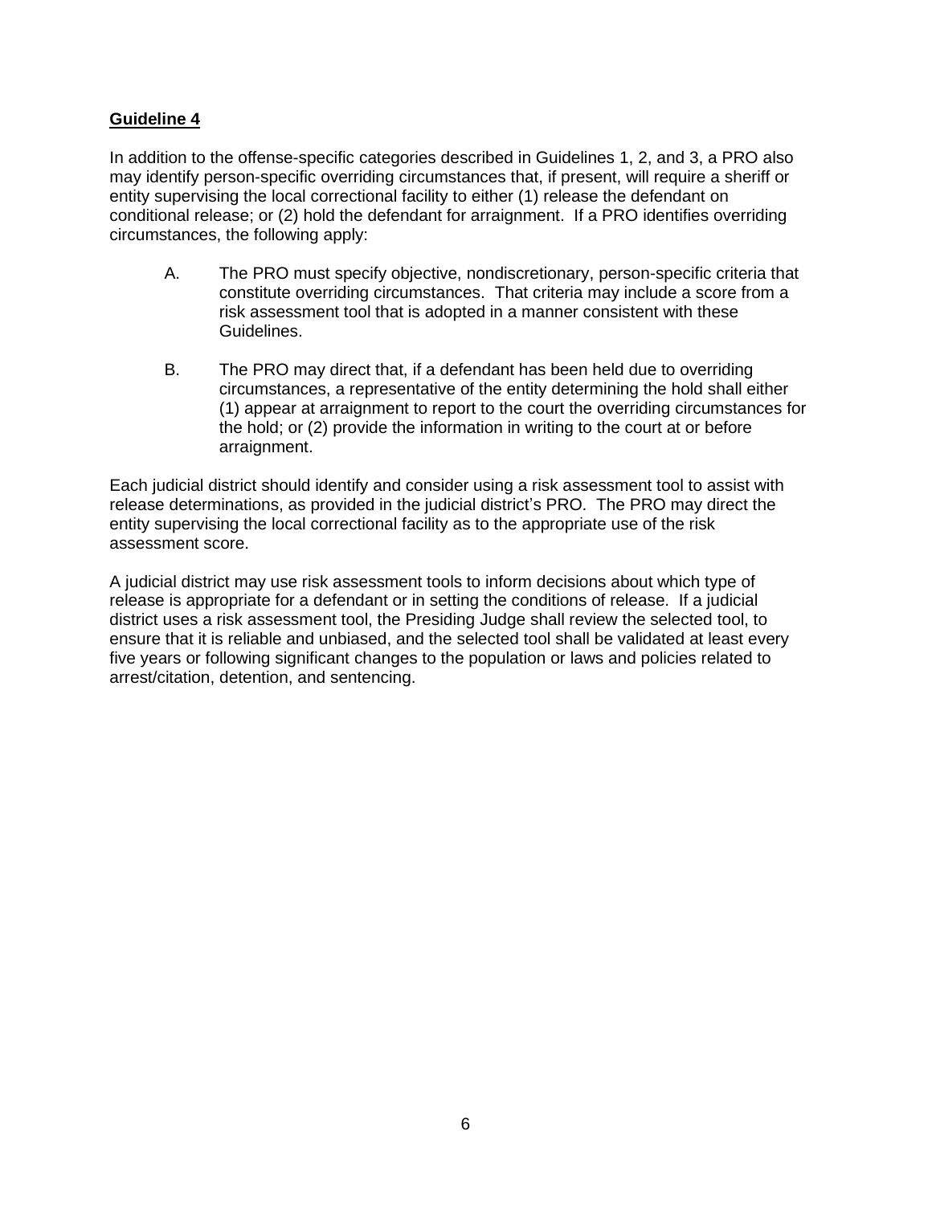**Guideline 4**

In addition to the offense-specific categories described in Guidelines 1, 2, and 3, a PRO also may identify person-specific overriding circumstances that, if present, will require a sheriff or entity supervising the local correctional facility to either (1) release the defendant on conditional release; or (2) hold the defendant for arraignment. If a PRO identifies overriding circumstances, the following apply:

A. The PRO must specify objective, nondiscretionary, person-specific criteria that constitute overriding circumstances. That criteria may include a score from a risk assessment tool that is adopted in a manner consistent with these Guidelines.

B. The PRO may direct that, if a defendant has been held due to overriding circumstances, a representative of the entity determining the hold shall either (1) appear at arraignment to report to the court the overriding circumstances for the hold; or (2) provide the information in writing to the court at or before arraignment.

Each judicial district should identify and consider using a risk assessment tool to assist with release determinations, as provided in the judicial district's PRO. The PRO may direct the entity supervising the local correctional facility as to the appropriate use of the risk assessment score.

A judicial district may use risk assessment tools to inform decisions about which type of release is appropriate for a defendant or in setting the conditions of release. If a judicial district uses a risk assessment tool, the Presiding Judge shall review the selected tool, to ensure that it is reliable and unbiased, and the selected tool shall be validated at least every five years or following significant changes to the population or laws and policies related to arrest/citation, detention, and sentencing.